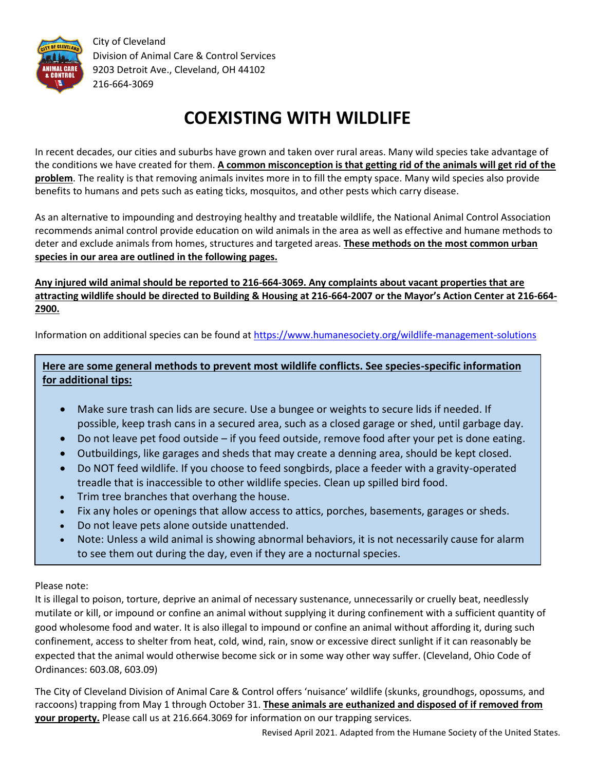City of Cleveland
Division of Animal Care & Control Services
9203 Detroit Ave., Cleveland, OH 44102
216-664-3069

# COEXISTING WITH WILDLIFE

In recent decades, our cities and suburbs have grown and taken over rural areas. Many wild species take advantage of the conditions we have created for them. **A common misconception is that getting rid of the animals will get rid of the problem**. The reality is that removing animals invites more in to fill the empty space. Many wild species also provide benefits to humans and pets such as eating ticks, mosquitos, and other pests which carry disease.

As an alternative to impounding and destroying healthy and treatable wildlife, the National Animal Control Association recommends animal control provide education on wild animals in the area as well as effective and humane methods to deter and exclude animals from homes, structures and targeted areas. **These methods on the most common urban species in our area are outlined in the following pages.**

**Any injured wild animal should be reported to 216-664-3069. Any complaints about vacant properties that are attracting wildlife should be directed to Building & Housing at 216-664-2007 or the Mayor's Action Center at 216-664-2900.**

Information on additional species can be found at https://www.humanesociety.org/wildlife-management-solutions

**Here are some general methods to prevent most wildlife conflicts. See species-specific information for additional tips:**

- Make sure trash can lids are secure. Use a bungee or weights to secure lids if needed. If possible, keep trash cans in a secured area, such as a closed garage or shed, until garbage day.
- Do not leave pet food outside – if you feed outside, remove food after your pet is done eating.
- Outbuildings, like garages and sheds that may create a denning area, should be kept closed.
- Do NOT feed wildlife. If you choose to feed songbirds, place a feeder with a gravity-operated treadle that is inaccessible to other wildlife species. Clean up spilled bird food.
- Trim tree branches that overhang the house.
- Fix any holes or openings that allow access to attics, porches, basements, garages or sheds.
- Do not leave pets alone outside unattended.
- Note: Unless a wild animal is showing abnormal behaviors, it is not necessarily cause for alarm to see them out during the day, even if they are a nocturnal species.

Please note:
It is illegal to poison, torture, deprive an animal of necessary sustenance, unnecessarily or cruelly beat, needlessly mutilate or kill, or impound or confine an animal without supplying it during confinement with a sufficient quantity of good wholesome food and water. It is also illegal to impound or confine an animal without affording it, during such confinement, access to shelter from heat, cold, wind, rain, snow or excessive direct sunlight if it can reasonably be expected that the animal would otherwise become sick or in some way other way suffer. (Cleveland, Ohio Code of Ordinances: 603.08, 603.09)

The City of Cleveland Division of Animal Care & Control offers 'nuisance' wildlife (skunks, groundhogs, opossums, and raccoons) trapping from May 1 through October 31. **These animals are euthanized and disposed of if removed from your property.** Please call us at 216.664.3069 for information on our trapping services.

Revised April 2021. Adapted from the Humane Society of the United States.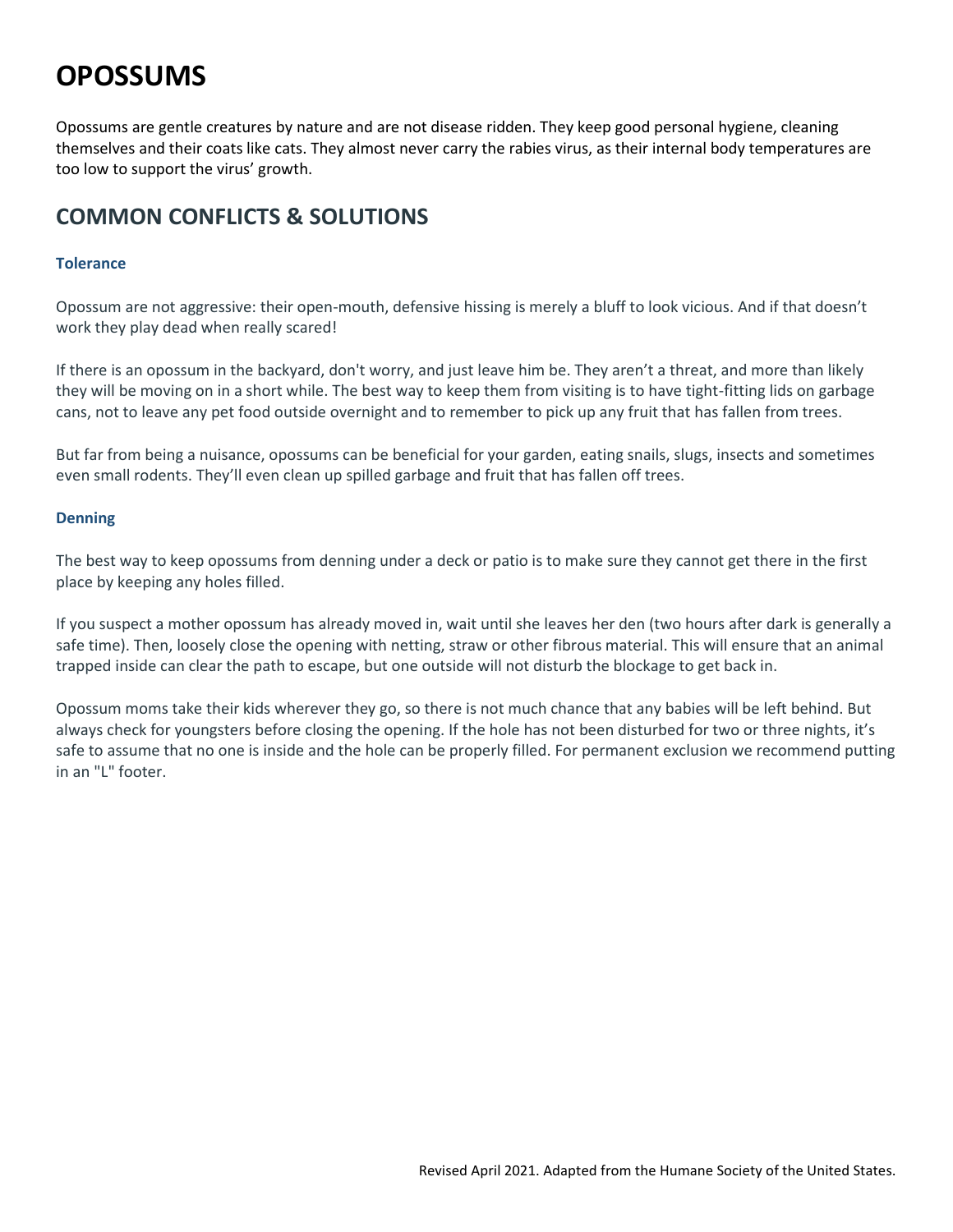# OPOSSUMS

Opossums are gentle creatures by nature and are not disease ridden. They keep good personal hygiene, cleaning themselves and their coats like cats. They almost never carry the rabies virus, as their internal body temperatures are too low to support the virus' growth.

## COMMON CONFLICTS & SOLUTIONS

### Tolerance

Opossum are not aggressive: their open-mouth, defensive hissing is merely a bluff to look vicious. And if that doesn't work they play dead when really scared!

If there is an opossum in the backyard, don't worry, and just leave him be. They aren't a threat, and more than likely they will be moving on in a short while. The best way to keep them from visiting is to have tight-fitting lids on garbage cans, not to leave any pet food outside overnight and to remember to pick up any fruit that has fallen from trees.

But far from being a nuisance, opossums can be beneficial for your garden, eating snails, slugs, insects and sometimes even small rodents. They'll even clean up spilled garbage and fruit that has fallen off trees.

### Denning

The best way to keep opossums from denning under a deck or patio is to make sure they cannot get there in the first place by keeping any holes filled.

If you suspect a mother opossum has already moved in, wait until she leaves her den (two hours after dark is generally a safe time). Then, loosely close the opening with netting, straw or other fibrous material. This will ensure that an animal trapped inside can clear the path to escape, but one outside will not disturb the blockage to get back in.

Opossum moms take their kids wherever they go, so there is not much chance that any babies will be left behind. But always check for youngsters before closing the opening. If the hole has not been disturbed for two or three nights, it's safe to assume that no one is inside and the hole can be properly filled. For permanent exclusion we recommend putting in an "L" footer.

Revised April 2021. Adapted from the Humane Society of the United States.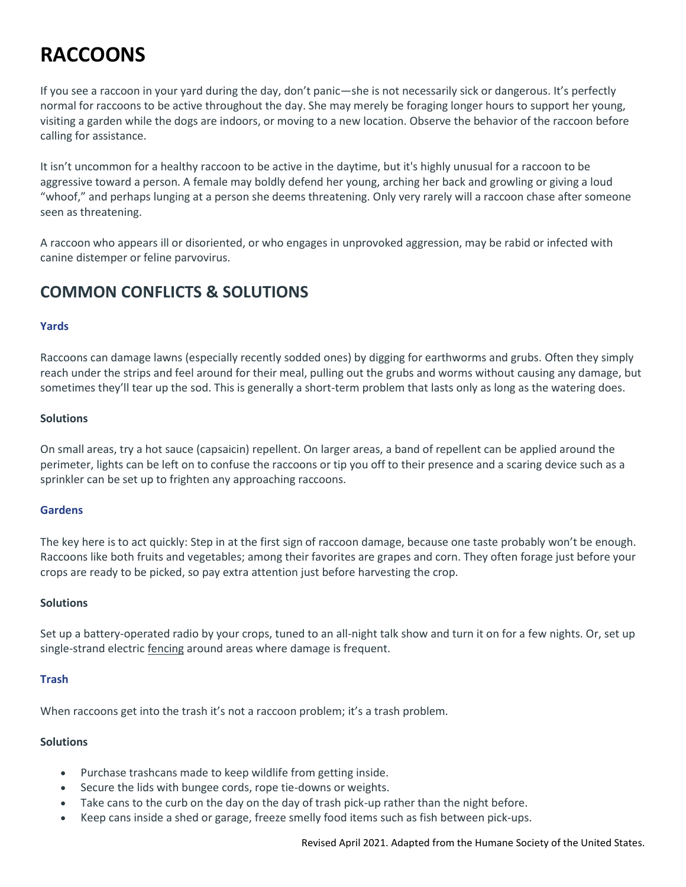# RACCOONS

If you see a raccoon in your yard during the day, don't panic—she is not necessarily sick or dangerous. It's perfectly normal for raccoons to be active throughout the day. She may merely be foraging longer hours to support her young, visiting a garden while the dogs are indoors, or moving to a new location. Observe the behavior of the raccoon before calling for assistance.

It isn't uncommon for a healthy raccoon to be active in the daytime, but it's highly unusual for a raccoon to be aggressive toward a person. A female may boldly defend her young, arching her back and growling or giving a loud "whoof," and perhaps lunging at a person she deems threatening. Only very rarely will a raccoon chase after someone seen as threatening.

A raccoon who appears ill or disoriented, or who engages in unprovoked aggression, may be rabid or infected with canine distemper or feline parvovirus.

## COMMON CONFLICTS & SOLUTIONS

### Yards

Raccoons can damage lawns (especially recently sodded ones) by digging for earthworms and grubs. Often they simply reach under the strips and feel around for their meal, pulling out the grubs and worms without causing any damage, but sometimes they'll tear up the sod. This is generally a short-term problem that lasts only as long as the watering does.

**Solutions**

On small areas, try a hot sauce (capsaicin) repellent. On larger areas, a band of repellent can be applied around the perimeter, lights can be left on to confuse the raccoons or tip you off to their presence and a scaring device such as a sprinkler can be set up to frighten any approaching raccoons.

### Gardens

The key here is to act quickly: Step in at the first sign of raccoon damage, because one taste probably won't be enough. Raccoons like both fruits and vegetables; among their favorites are grapes and corn. They often forage just before your crops are ready to be picked, so pay extra attention just before harvesting the crop.

**Solutions**

Set up a battery-operated radio by your crops, tuned to an all-night talk show and turn it on for a few nights. Or, set up single-strand electric fencing around areas where damage is frequent.

### Trash

When raccoons get into the trash it's not a raccoon problem; it's a trash problem.

**Solutions**

- Purchase trashcans made to keep wildlife from getting inside.
- Secure the lids with bungee cords, rope tie-downs or weights.
- Take cans to the curb on the day on the day of trash pick-up rather than the night before.
- Keep cans inside a shed or garage, freeze smelly food items such as fish between pick-ups.

Revised April 2021. Adapted from the Humane Society of the United States.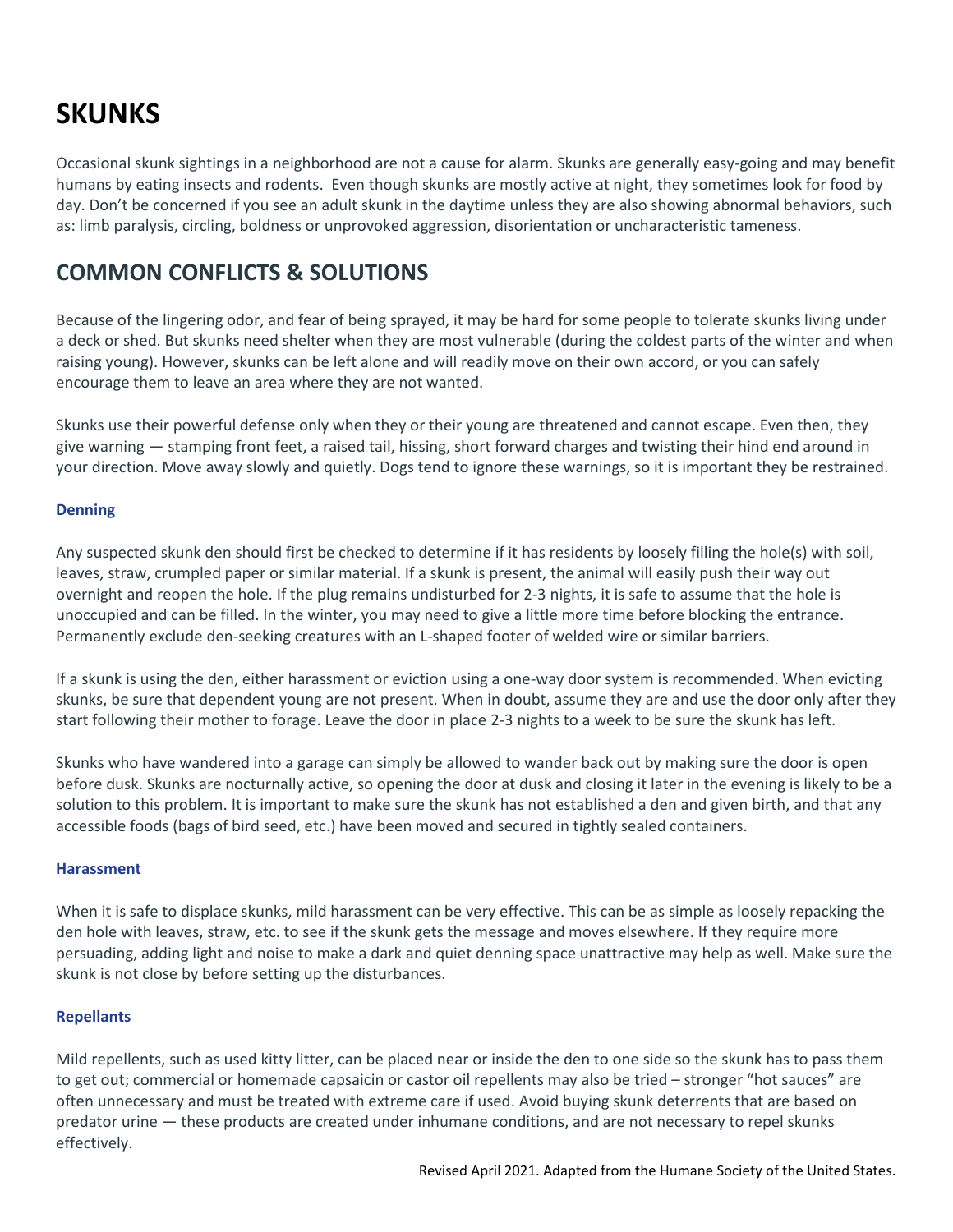# SKUNKS

Occasional skunk sightings in a neighborhood are not a cause for alarm. Skunks are generally easy-going and may benefit humans by eating insects and rodents. Even though skunks are mostly active at night, they sometimes look for food by day. Don't be concerned if you see an adult skunk in the daytime unless they are also showing abnormal behaviors, such as: limb paralysis, circling, boldness or unprovoked aggression, disorientation or uncharacteristic tameness.

## COMMON CONFLICTS & SOLUTIONS

Because of the lingering odor, and fear of being sprayed, it may be hard for some people to tolerate skunks living under a deck or shed. But skunks need shelter when they are most vulnerable (during the coldest parts of the winter and when raising young). However, skunks can be left alone and will readily move on their own accord, or you can safely encourage them to leave an area where they are not wanted.

Skunks use their powerful defense only when they or their young are threatened and cannot escape. Even then, they give warning — stamping front feet, a raised tail, hissing, short forward charges and twisting their hind end around in your direction. Move away slowly and quietly. Dogs tend to ignore these warnings, so it is important they be restrained.

### Denning

Any suspected skunk den should first be checked to determine if it has residents by loosely filling the hole(s) with soil, leaves, straw, crumpled paper or similar material. If a skunk is present, the animal will easily push their way out overnight and reopen the hole. If the plug remains undisturbed for 2-3 nights, it is safe to assume that the hole is unoccupied and can be filled. In the winter, you may need to give a little more time before blocking the entrance. Permanently exclude den-seeking creatures with an L-shaped footer of welded wire or similar barriers.

If a skunk is using the den, either harassment or eviction using a one-way door system is recommended. When evicting skunks, be sure that dependent young are not present. When in doubt, assume they are and use the door only after they start following their mother to forage. Leave the door in place 2-3 nights to a week to be sure the skunk has left.

Skunks who have wandered into a garage can simply be allowed to wander back out by making sure the door is open before dusk. Skunks are nocturnally active, so opening the door at dusk and closing it later in the evening is likely to be a solution to this problem. It is important to make sure the skunk has not established a den and given birth, and that any accessible foods (bags of bird seed, etc.) have been moved and secured in tightly sealed containers.

### Harassment

When it is safe to displace skunks, mild harassment can be very effective. This can be as simple as loosely repacking the den hole with leaves, straw, etc. to see if the skunk gets the message and moves elsewhere. If they require more persuading, adding light and noise to make a dark and quiet denning space unattractive may help as well. Make sure the skunk is not close by before setting up the disturbances.

### Repellants

Mild repellents, such as used kitty litter, can be placed near or inside the den to one side so the skunk has to pass them to get out; commercial or homemade capsaicin or castor oil repellents may also be tried – stronger "hot sauces" are often unnecessary and must be treated with extreme care if used. Avoid buying skunk deterrents that are based on predator urine — these products are created under inhumane conditions, and are not necessary to repel skunks effectively.

Revised April 2021. Adapted from the Humane Society of the United States.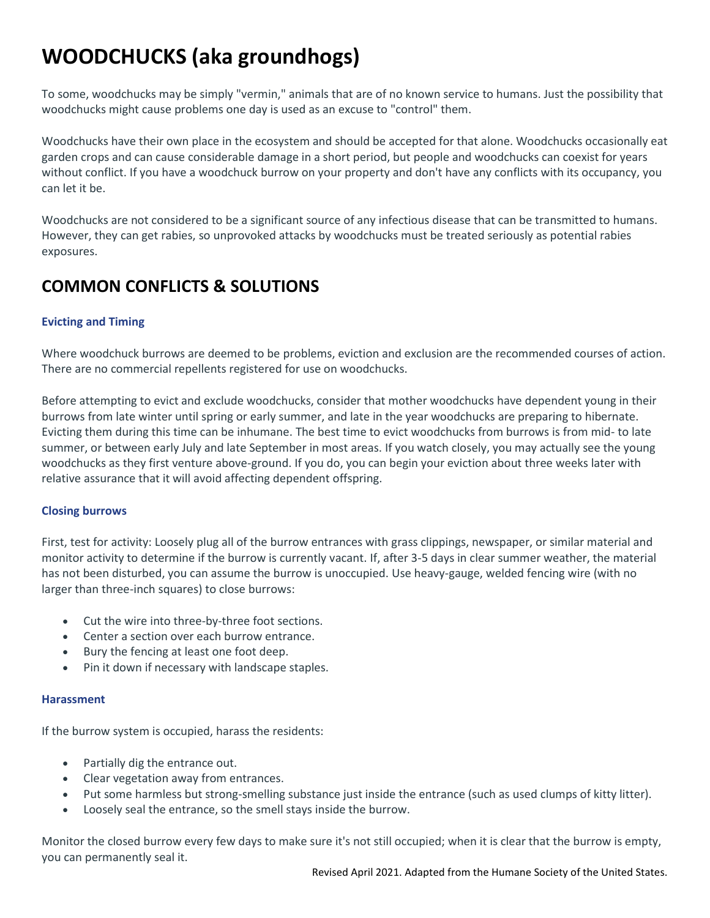# WOODCHUCKS (aka groundhogs)

To some, woodchucks may be simply "vermin," animals that are of no known service to humans. Just the possibility that woodchucks might cause problems one day is used as an excuse to "control" them.

Woodchucks have their own place in the ecosystem and should be accepted for that alone. Woodchucks occasionally eat garden crops and can cause considerable damage in a short period, but people and woodchucks can coexist for years without conflict. If you have a woodchuck burrow on your property and don't have any conflicts with its occupancy, you can let it be.

Woodchucks are not considered to be a significant source of any infectious disease that can be transmitted to humans. However, they can get rabies, so unprovoked attacks by woodchucks must be treated seriously as potential rabies exposures.

## COMMON CONFLICTS & SOLUTIONS

### Evicting and Timing

Where woodchuck burrows are deemed to be problems, eviction and exclusion are the recommended courses of action. There are no commercial repellents registered for use on woodchucks.

Before attempting to evict and exclude woodchucks, consider that mother woodchucks have dependent young in their burrows from late winter until spring or early summer, and late in the year woodchucks are preparing to hibernate. Evicting them during this time can be inhumane. The best time to evict woodchucks from burrows is from mid- to late summer, or between early July and late September in most areas. If you watch closely, you may actually see the young woodchucks as they first venture above-ground. If you do, you can begin your eviction about three weeks later with relative assurance that it will avoid affecting dependent offspring.

### Closing burrows

First, test for activity: Loosely plug all of the burrow entrances with grass clippings, newspaper, or similar material and monitor activity to determine if the burrow is currently vacant. If, after 3-5 days in clear summer weather, the material has not been disturbed, you can assume the burrow is unoccupied. Use heavy-gauge, welded fencing wire (with no larger than three-inch squares) to close burrows:

- Cut the wire into three-by-three foot sections.
- Center a section over each burrow entrance.
- Bury the fencing at least one foot deep.
- Pin it down if necessary with landscape staples.

### Harassment

If the burrow system is occupied, harass the residents:

- Partially dig the entrance out.
- Clear vegetation away from entrances.
- Put some harmless but strong-smelling substance just inside the entrance (such as used clumps of kitty litter).
- Loosely seal the entrance, so the smell stays inside the burrow.

Monitor the closed burrow every few days to make sure it's not still occupied; when it is clear that the burrow is empty, you can permanently seal it.

Revised April 2021. Adapted from the Humane Society of the United States.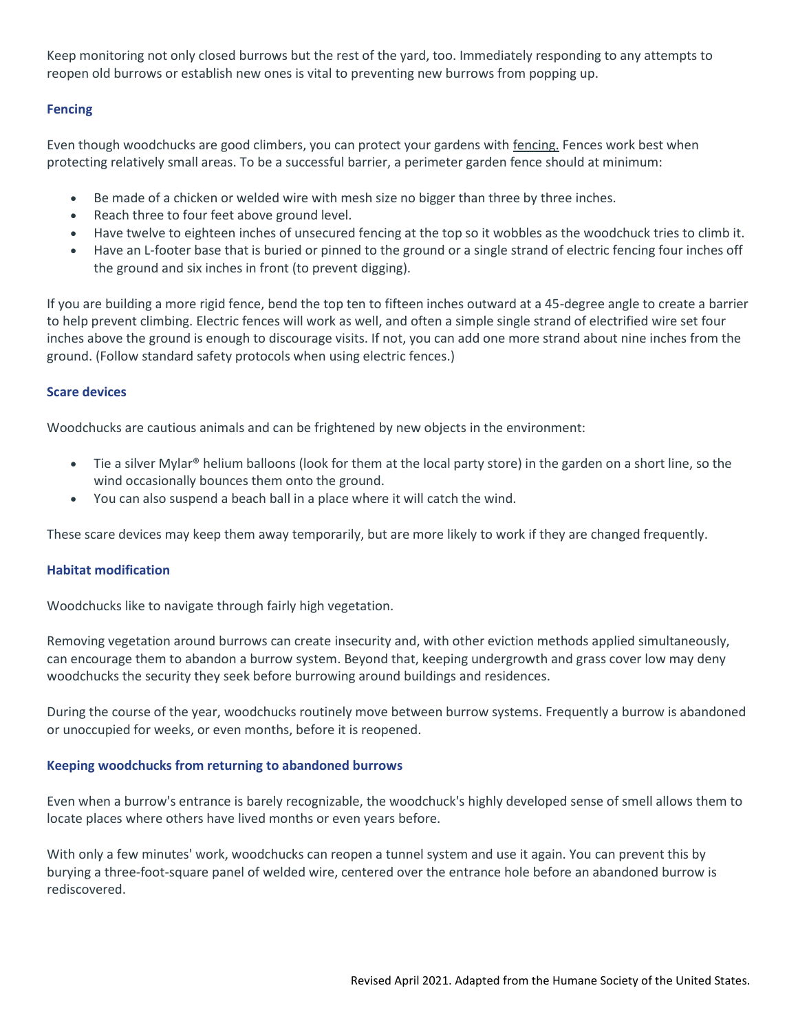Keep monitoring not only closed burrows but the rest of the yard, too. Immediately responding to any attempts to reopen old burrows or establish new ones is vital to preventing new burrows from popping up.

### Fencing

Even though woodchucks are good climbers, you can protect your gardens with fencing. Fences work best when protecting relatively small areas. To be a successful barrier, a perimeter garden fence should at minimum:

- Be made of a chicken or welded wire with mesh size no bigger than three by three inches.
- Reach three to four feet above ground level.
- Have twelve to eighteen inches of unsecured fencing at the top so it wobbles as the woodchuck tries to climb it.
- Have an L-footer base that is buried or pinned to the ground or a single strand of electric fencing four inches off the ground and six inches in front (to prevent digging).

If you are building a more rigid fence, bend the top ten to fifteen inches outward at a 45-degree angle to create a barrier to help prevent climbing. Electric fences will work as well, and often a simple single strand of electrified wire set four inches above the ground is enough to discourage visits. If not, you can add one more strand about nine inches from the ground. (Follow standard safety protocols when using electric fences.)

### Scare devices

Woodchucks are cautious animals and can be frightened by new objects in the environment:

- Tie a silver Mylar® helium balloons (look for them at the local party store) in the garden on a short line, so the wind occasionally bounces them onto the ground.
- You can also suspend a beach ball in a place where it will catch the wind.

These scare devices may keep them away temporarily, but are more likely to work if they are changed frequently.

### Habitat modification

Woodchucks like to navigate through fairly high vegetation.

Removing vegetation around burrows can create insecurity and, with other eviction methods applied simultaneously, can encourage them to abandon a burrow system. Beyond that, keeping undergrowth and grass cover low may deny woodchucks the security they seek before burrowing around buildings and residences.

During the course of the year, woodchucks routinely move between burrow systems. Frequently a burrow is abandoned or unoccupied for weeks, or even months, before it is reopened.

### Keeping woodchucks from returning to abandoned burrows

Even when a burrow's entrance is barely recognizable, the woodchuck's highly developed sense of smell allows them to locate places where others have lived months or even years before.

With only a few minutes' work, woodchucks can reopen a tunnel system and use it again. You can prevent this by burying a three-foot-square panel of welded wire, centered over the entrance hole before an abandoned burrow is rediscovered.

Revised April 2021. Adapted from the Humane Society of the United States.